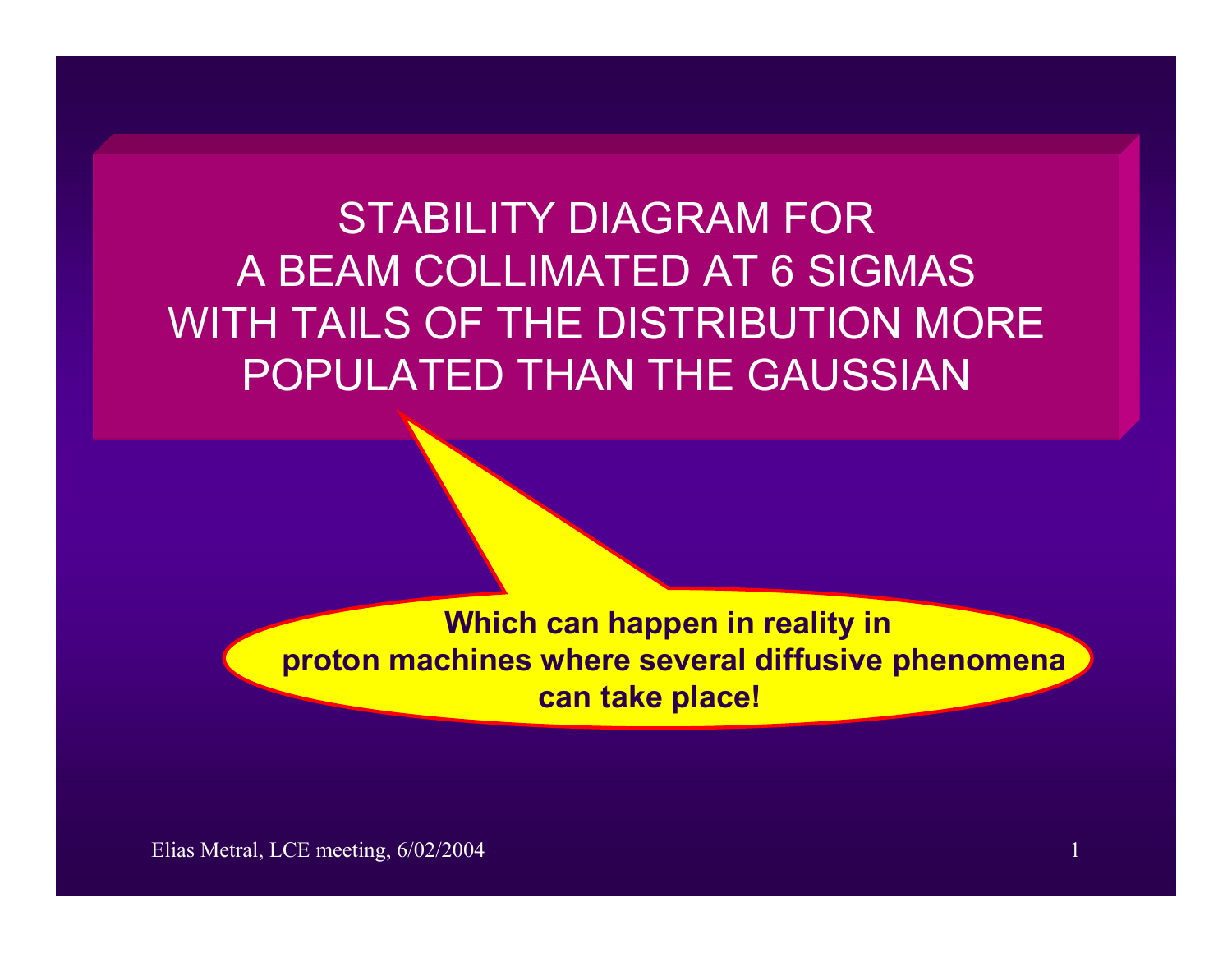# STABILITY DIAGRAM FOR A BEAM COLLIMATED AT 6 SIGMAS WITH TAILS OF THE DISTRIBUTION MORE POPULATED THAN THE GAUSSIAN

**Which can happen in reality in proton machines where several diffusive phenomena can take place!**

Elias Metral, LCE meeting, 6/02/2004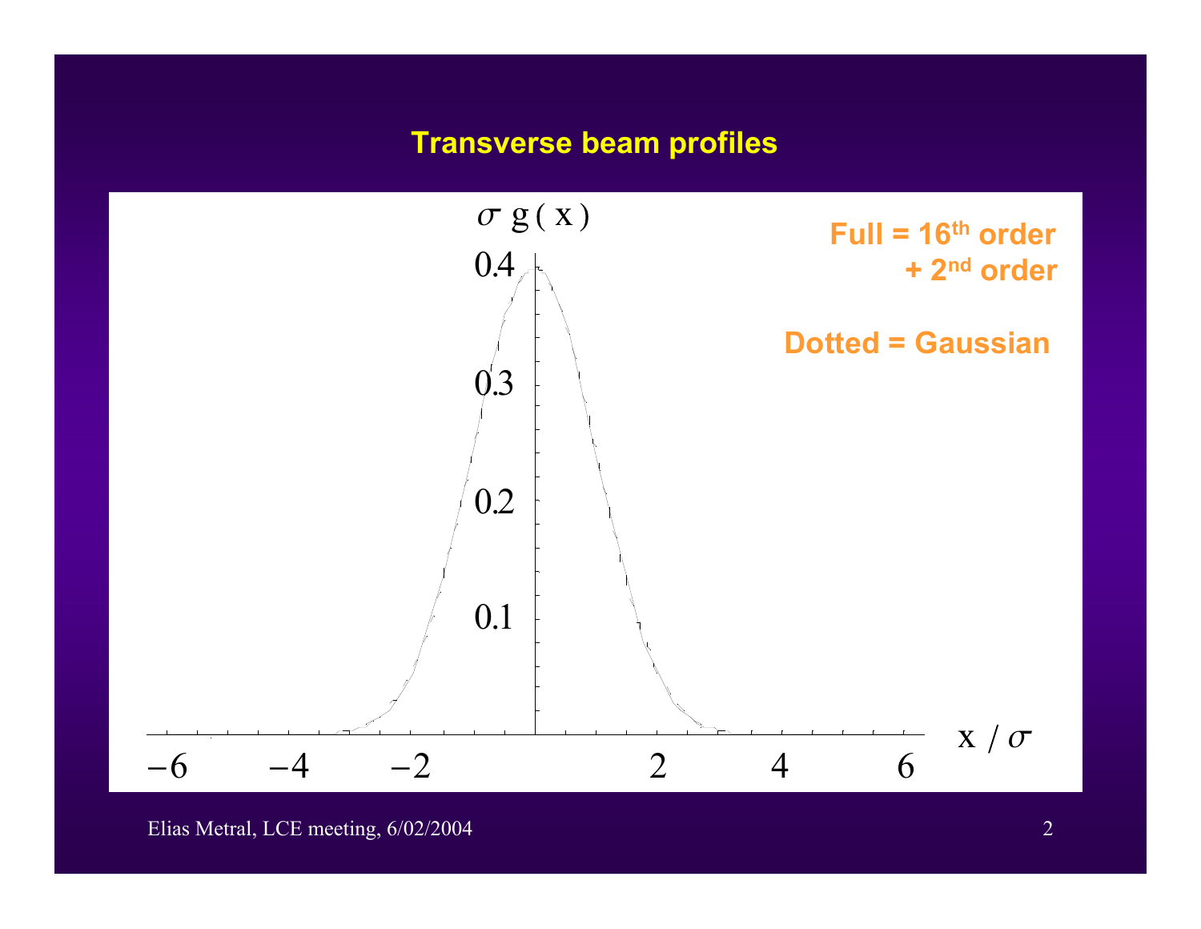## Transverse beam profiles

$\sigma\, g(x)$

Full = 16[th] order + 2[nd] order

Dotted = Gaussian

$x / \sigma$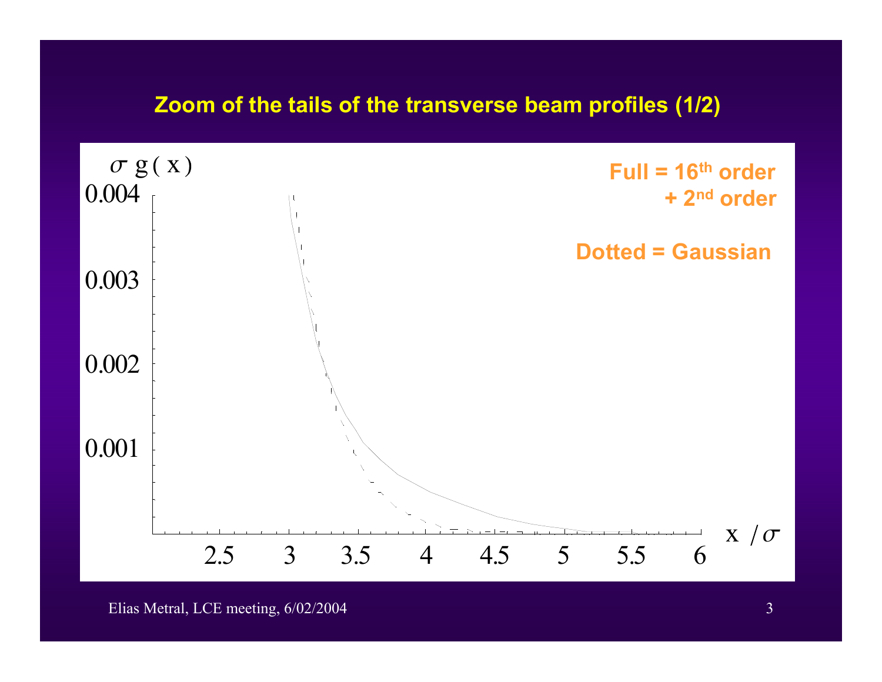## Zoom of the tails of the transverse beam profiles (1/2)

$\sigma\, g(x)$

**Full = 16[th] order + 2[nd] order**

**Dotted = Gaussian**

| $\sigma\, g(x)$ |
| --- |
| 0.004 |
| 0.003 |
| 0.002 |
| 0.001 |

$x/\sigma$: 2.5, 3, 3.5, 4, 4.5, 5, 5.5, 6

Elias Metral, LCE meeting, 6/02/2004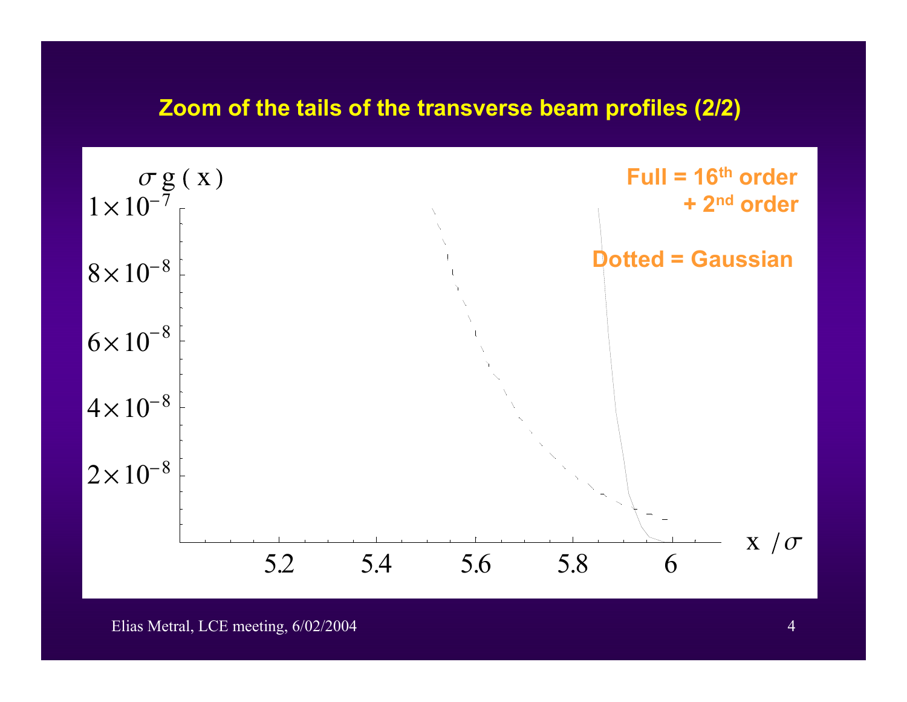## Zoom of the tails of the transverse beam profiles (2/2)

$\sigma\, g(x)$

**Full = 16[th] order + 2[nd] order**

**Dotted = Gaussian**

$x/\sigma$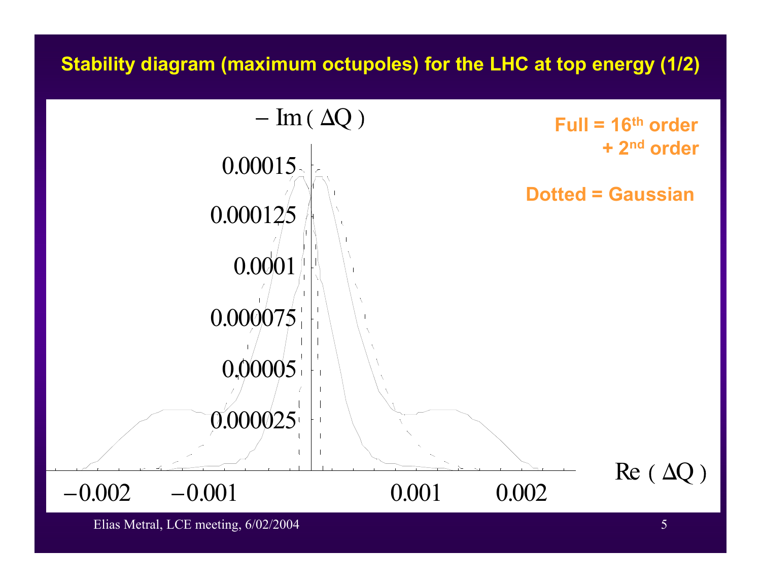## Stability diagram (maximum octupoles) for the LHC at top energy (1/2)

**Full = 16th order + 2nd order**

**Dotted = Gaussian**

$-\text{Im}(\Delta Q)$

0.00015

0.000125

0.0001

0.000075

0.00005

0.000025

$-0.002$ $-0.001$ 0.001 0.002

$\text{Re}(\Delta Q)$

Elias Metral, LCE meeting, 6/02/2004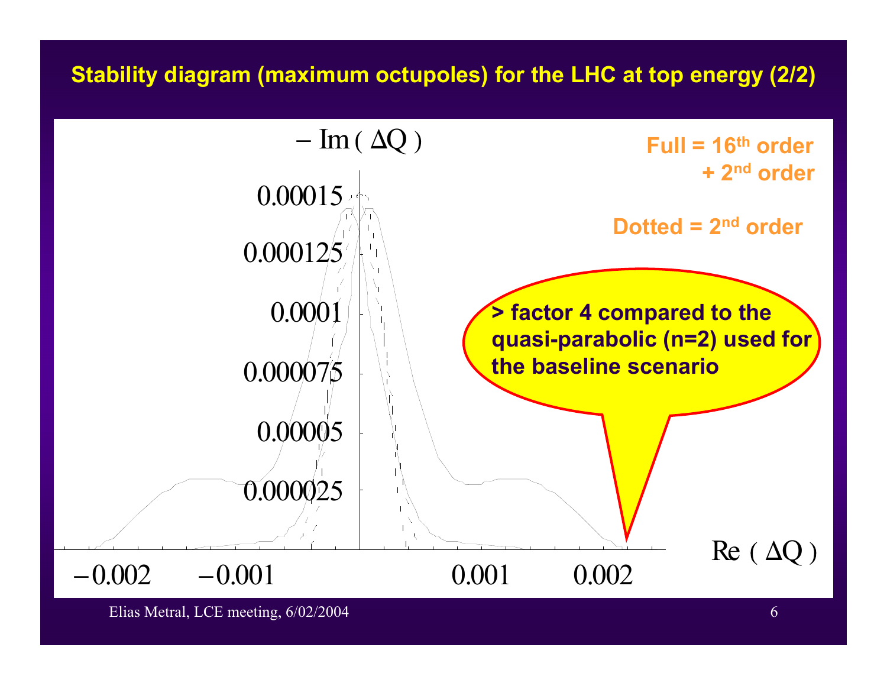## Stability diagram (maximum octupoles) for the LHC at top energy (2/2)

$-\,\mathrm{Im}(\Delta Q)$

0.00015

0.000125

0.0001

0.000075

0.00005

0.000025

$\mathrm{Re}(\Delta Q)$

−0.002 −0.001 0.001 0.002

**Full = 16th order + 2nd order**

**Dotted = 2nd order**

**> factor 4 compared to the quasi-parabolic (n=2) used for the baseline scenario**

Elias Metral, LCE meeting, 6/02/2004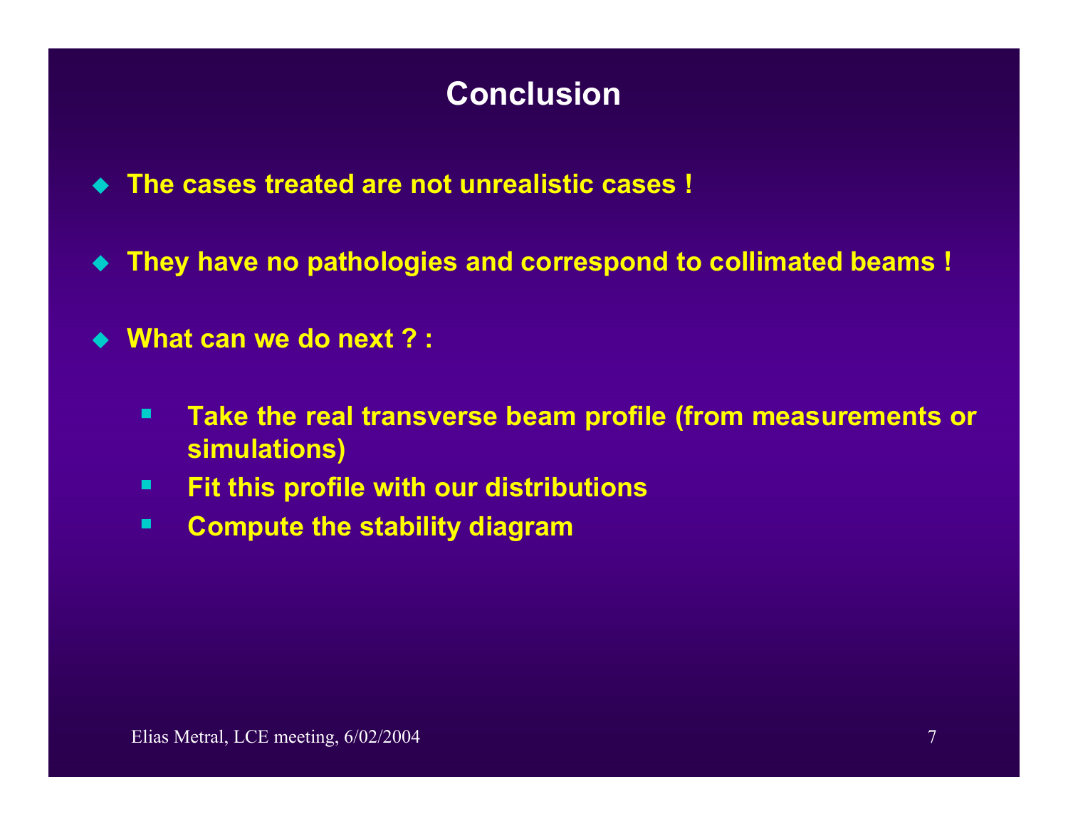# Conclusion

- The cases treated are not unrealistic cases !
- They have no pathologies and correspond to collimated beams !
- What can we do next ? :
  - Take the real transverse beam profile (from measurements or simulations)
  - Fit this profile with our distributions
  - Compute the stability diagram